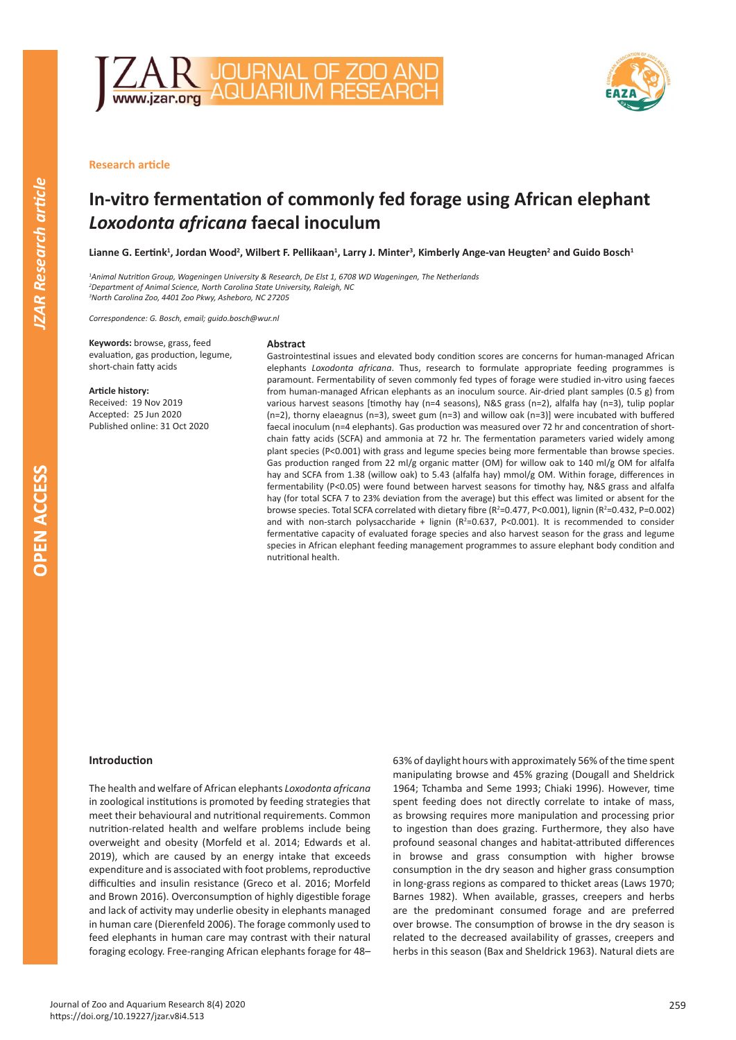Research article

# In-vitro fermentation of commonly fed forage using African elephant *Loxodonta africana* faecal inoculum

**Lianne G. Eertink[1], Jordan Wood[2], Wilbert F. Pellikaan[1], Larry J. Minter[3], Kimberly Ange-van Heugten[2] and Guido Bosch[1]**

[1] *Animal Nutrition Group, Wageningen University & Research, De Elst 1, 6708 WD Wageningen, The Netherlands*
[2] *Department of Animal Science, North Carolina State University, Raleigh, NC*
[3] *North Carolina Zoo, 4401 Zoo Pkwy, Asheboro, NC 27205*

*Correspondence: G. Bosch, email; guido.bosch@wur.nl*

**Keywords:** browse, grass, feed evaluation, gas production, legume, short-chain fatty acids

**Article history:**
Received: 19 Nov 2019
Accepted: 25 Jun 2020
Published online: 31 Oct 2020

## Abstract

Gastrointestinal issues and elevated body condition scores are concerns for human-managed African elephants *Loxodonta africana*. Thus, research to formulate appropriate feeding programmes is paramount. Fermentability of seven commonly fed types of forage were studied in-vitro using faeces from human-managed African elephants as an inoculum source. Air-dried plant samples (0.5 g) from various harvest seasons [timothy hay (n=4 seasons), N&S grass (n=2), alfalfa hay (n=3), tulip poplar (n=2), thorny elaeagnus (n=3), sweet gum (n=3) and willow oak (n=3)] were incubated with buffered faecal inoculum (n=4 elephants). Gas production was measured over 72 hr and concentration of short-chain fatty acids (SCFA) and ammonia at 72 hr. The fermentation parameters varied widely among plant species ($P<0.001$) with grass and legume species being more fermentable than browse species. Gas production ranged from 22 ml/g organic matter (OM) for willow oak to 140 ml/g OM for alfalfa hay and SCFA from 1.38 (willow oak) to 5.43 (alfalfa hay) mmol/g OM. Within forage, differences in fermentability ($P<0.05$) were found between harvest seasons for timothy hay, N&S grass and alfalfa hay (for total SCFA 7 to 23% deviation from the average) but this effect was limited or absent for the browse species. Total SCFA correlated with dietary fibre ($R^2=0.477$, $P<0.001$), lignin ($R^2=0.432$, $P=0.002$) and with non-starch polysaccharide + lignin ($R^2=0.637$, $P<0.001$). It is recommended to consider fermentative capacity of evaluated forage species and also harvest season for the grass and legume species in African elephant feeding management programmes to assure elephant body condition and nutritional health.

## Introduction

The health and welfare of African elephants *Loxodonta africana* in zoological institutions is promoted by feeding strategies that meet their behavioural and nutritional requirements. Common nutrition-related health and welfare problems include being overweight and obesity (Morfeld et al. 2014; Edwards et al. 2019), which are caused by an energy intake that exceeds expenditure and is associated with foot problems, reproductive difficulties and insulin resistance (Greco et al. 2016; Morfeld and Brown 2016). Overconsumption of highly digestible forage and lack of activity may underlie obesity in elephants managed in human care (Dierenfeld 2006). The forage commonly used to feed elephants in human care may contrast with their natural foraging ecology. Free-ranging African elephants forage for 48–63% of daylight hours with approximately 56% of the time spent manipulating browse and 45% grazing (Dougall and Sheldrick 1964; Tchamba and Seme 1993; Chiaki 1996). However, time spent feeding does not directly correlate to intake of mass, as browsing requires more manipulation and processing prior to ingestion than does grazing. Furthermore, they also have profound seasonal changes and habitat-attributed differences in browse and grass consumption with higher browse consumption in the dry season and higher grass consumption in long-grass regions as compared to thicket areas (Laws 1970; Barnes 1982). When available, grasses, creepers and herbs are the predominant consumed forage and are preferred over browse. The consumption of browse in the dry season is related to the decreased availability of grasses, creepers and herbs in this season (Bax and Sheldrick 1963). Natural diets are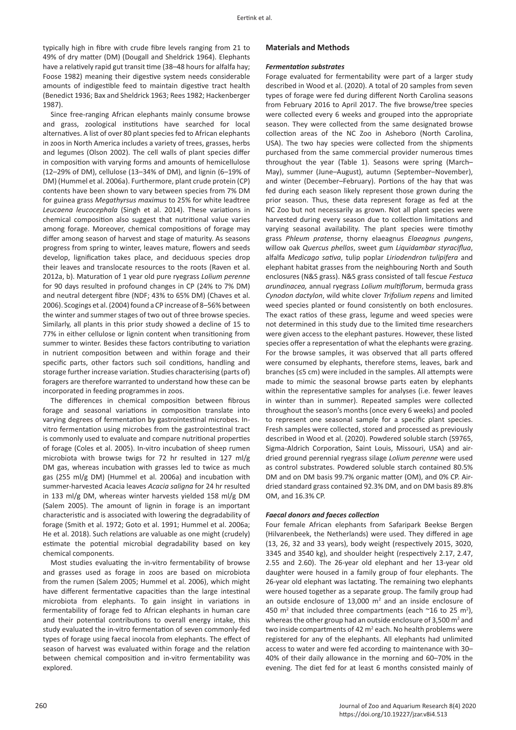typically high in fibre with crude fibre levels ranging from 21 to 49% of dry matter (DM) (Dougall and Sheldrick 1964). Elephants have a relatively rapid gut transit time (38–48 hours for alfalfa hay; Foose 1982) meaning their digestive system needs considerable amounts of indigestible feed to maintain digestive tract health (Benedict 1936; Bax and Sheldrick 1963; Rees 1982; Hackenberger 1987).

Since free-ranging African elephants mainly consume browse and grass, zoological institutions have searched for local alternatives. A list of over 80 plant species fed to African elephants in zoos in North America includes a variety of trees, grasses, herbs and legumes (Olson 2002). The cell walls of plant species differ in composition with varying forms and amounts of hemicellulose (12–29% of DM), cellulose (13–34% of DM), and lignin (6–19% of DM) (Hummel et al. 2006a). Furthermore, plant crude protein (CP) contents have been shown to vary between species from 7% DM for guinea grass *Megathyrsus maximus* to 25% for white leadtree *Leucaena leucocephala* (Singh et al. 2014). These variations in chemical composition also suggest that nutritional value varies among forage. Moreover, chemical compositions of forage may differ among season of harvest and stage of maturity. As seasons progress from spring to winter, leaves mature, flowers and seeds develop, lignification takes place, and deciduous species drop their leaves and translocate resources to the roots (Raven et al. 2012a, b). Maturation of 1 year old pure ryegrass *Lolium perenne* for 90 days resulted in profound changes in CP (24% to 7% DM) and neutral detergent fibre (NDF; 43% to 65% DM) (Chaves et al. 2006). Scogings et al. (2004) found a CP increase of 8–56% between the winter and summer stages of two out of three browse species. Similarly, all plants in this prior study showed a decline of 15 to 77% in either cellulose or lignin content when transitioning from summer to winter. Besides these factors contributing to variation in nutrient composition between and within forage and their specific parts, other factors such soil conditions, handling and storage further increase variation. Studies characterising (parts of) foragers are therefore warranted to understand how these can be incorporated in feeding programmes in zoos.

The differences in chemical composition between fibrous forage and seasonal variations in composition translate into varying degrees of fermentation by gastrointestinal microbes. In-vitro fermentation using microbes from the gastrointestinal tract is commonly used to evaluate and compare nutritional properties of forage (Coles et al. 2005). In-vitro incubation of sheep rumen microbiota with browse twigs for 72 hr resulted in 127 ml/g DM gas, whereas incubation with grasses led to twice as much gas (255 ml/g DM) (Hummel et al. 2006a) and incubation with summer-harvested Acacia leaves *Acacia saligna* for 24 hr resulted in 133 ml/g DM, whereas winter harvests yielded 158 ml/g DM (Salem 2005). The amount of lignin in forage is an important characteristic and is associated with lowering the degradability of forage (Smith et al. 1972; Goto et al. 1991; Hummel et al. 2006a; He et al. 2018). Such relations are valuable as one might (crudely) estimate the potential microbial degradability based on key chemical components.

Most studies evaluating the in-vitro fermentability of browse and grasses used as forage in zoos are based on microbiota from the rumen (Salem 2005; Hummel et al. 2006), which might have different fermentative capacities than the large intestinal microbiota from elephants. To gain insight in variations in fermentability of forage fed to African elephants in human care and their potential contributions to overall energy intake, this study evaluated the in-vitro fermentation of seven commonly-fed types of forage using faecal inocola from elephants. The effect of season of harvest was evaluated within forage and the relation between chemical composition and in-vitro fermentability was explored.

## Materials and Methods

### *Fermentation substrates*

Forage evaluated for fermentability were part of a larger study described in Wood et al. (2020). A total of 20 samples from seven types of forage were fed during different North Carolina seasons from February 2016 to April 2017. The five browse/tree species were collected every 6 weeks and grouped into the appropriate season. They were collected from the same designated browse collection areas of the NC Zoo in Asheboro (North Carolina, USA). The two hay species were collected from the shipments purchased from the same commercial provider numerous times throughout the year (Table 1). Seasons were spring (March–May), summer (June–August), autumn (September–November), and winter (December–February). Portions of the hay that was fed during each season likely represent those grown during the prior season. Thus, these data represent forage as fed at the NC Zoo but not necessarily as grown. Not all plant species were harvested during every season due to collection limitations and varying seasonal availability. The plant species were timothy grass *Phleum pratense*, thorny elaeagnus *Elaeagnus pungens*, willow oak *Quercus phellos*, sweet gum *Liquidambar styraciflua*, alfalfa *Medicago sativa*, tulip poplar *Liriodendron tulipifera* and elephant habitat grasses from the neighbouring North and South enclosures (N&S grass). N&S grass consisted of tall fescue *Festuca arundinacea,* annual ryegrass *Lolium multiflorum*, bermuda grass *Cynodon dactylon*, wild white clover *Trifolium repens* and limited weed species planted or found consistently on both enclosures. The exact ratios of these grass, legume and weed species were not determined in this study due to the limited time researchers were given access to the elephant pastures. However, these listed species offer a representation of what the elephants were grazing. For the browse samples, it was observed that all parts offered were consumed by elephants, therefore stems, leaves, bark and branches (≤5 cm) were included in the samples. All attempts were made to mimic the seasonal browse parts eaten by elephants within the representative samples for analyses (i.e. fewer leaves in winter than in summer). Repeated samples were collected throughout the season's months (once every 6 weeks) and pooled to represent one seasonal sample for a specific plant species. Fresh samples were collected, stored and processed as previously described in Wood et al. (2020). Powdered soluble starch (S9765, Sigma-Aldrich Corporation, Saint Louis, Missouri, USA) and air-dried ground perennial ryegrass silage *Lolium perenne* were used as control substrates. Powdered soluble starch contained 80.5% DM and on DM basis 99.7% organic matter (OM), and 0% CP. Air-dried standard grass contained 92.3% DM, and on DM basis 89.8% OM, and 16.3% CP.

### *Faecal donors and faeces collection*

Four female African elephants from Safaripark Beekse Bergen (Hilvarenbeek, the Netherlands) were used. They differed in age (13, 26, 32 and 33 years), body weight (respectively 2015, 3020, 3345 and 3540 kg), and shoulder height (respectively 2.17, 2.47, 2.55 and 2.60). The 26-year old elephant and her 13-year old daughter were housed in a family group of four elephants. The 26-year old elephant was lactating. The remaining two elephants were housed together as a separate group. The family group had an outside enclosure of 13,000 m$^2$ and an inside enclosure of 450 m$^2$ that included three compartments (each ~16 to 25 m$^2$), whereas the other group had an outside enclosure of 3,500 m$^2$ and two inside compartments of 42 m$^2$ each. No health problems were registered for any of the elephants. All elephants had unlimited access to water and were fed according to maintenance with 30–40% of their daily allowance in the morning and 60–70% in the evening. The diet fed for at least 6 months consisted mainly of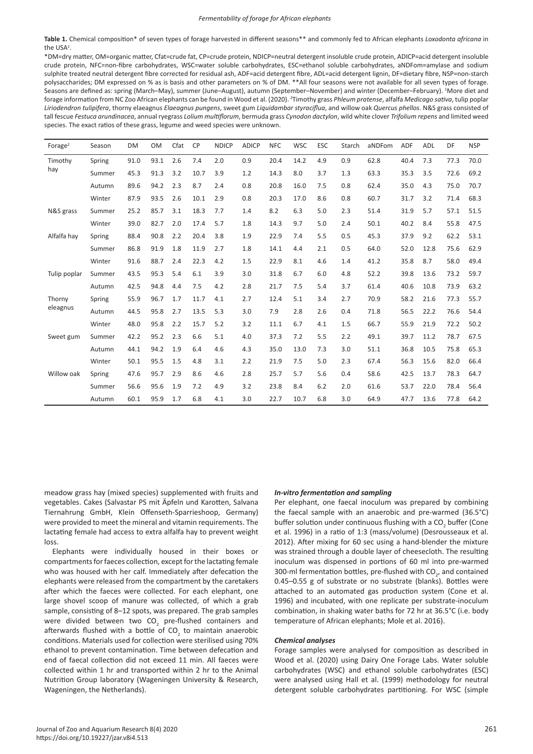**Table 1.** Chemical composition* of seven types of forage harvested in different seasons** and commonly fed to African elephants *Loxodonta africana* in the USA[1].

*DM=dry matter, OM=organic matter, Cfat=crude fat, CP=crude protein, NDICP=neutral detergent insoluble crude protein, ADICP=acid detergent insoluble crude protein, NFC=non-fibre carbohydrates, WSC=water soluble carbohydrates, ESC=ethanol soluble carbohydrates, aNDFom=amylase and sodium sulphite treated neutral detergent fibre corrected for residual ash, ADF=acid detergent fibre, ADL=acid detergent lignin, DF=dietary fibre, NSP=non-starch polysaccharides; DM expressed on % as is basis and other parameters on % of DM. **All four seasons were not available for all seven types of forage. Seasons are defined as: spring (March–May), summer (June–August), autumn (September–November) and winter (December–February). [1]More diet and forage information from NC Zoo African elephants can be found in Wood et al. (2020). [2]Timothy grass *Phleum pratense*, alfalfa *Medicago sativa*, tulip poplar *Liriodendron tulipifera*, thorny elaeagnus *Elaeagnus pungens*, sweet gum *Liquidambar styraciflua*, and willow oak *Quercus phellos*. N&S grass consisted of tall fescue *Festuca arundinacea*, annual ryegrass *Lolium multiflorum*, bermuda grass *Cynodon dactylon*, wild white clover *Trifolium repens* and limited weed species. The exact ratios of these grass, legume and weed species were unknown.

| Forage[2] | Season | DM | OM | Cfat | CP | NDICP | ADICP | NFC | WSC | ESC | Starch | aNDFom | ADF | ADL | DF | NSP |
|---|---|---|---|---|---|---|---|---|---|---|---|---|---|---|---|---|
| Timothy hay | Spring | 91.0 | 93.1 | 2.6 | 7.4 | 2.0 | 0.9 | 20.4 | 14.2 | 4.9 | 0.9 | 62.8 | 40.4 | 7.3 | 77.3 | 70.0 |
| | Summer | 45.3 | 91.3 | 3.2 | 10.7 | 3.9 | 1.2 | 14.3 | 8.0 | 3.7 | 1.3 | 63.3 | 35.3 | 3.5 | 72.6 | 69.2 |
| | Autumn | 89.6 | 94.2 | 2.3 | 8.7 | 2.4 | 0.8 | 20.8 | 16.0 | 7.5 | 0.8 | 62.4 | 35.0 | 4.3 | 75.0 | 70.7 |
| | Winter | 87.9 | 93.5 | 2.6 | 10.1 | 2.9 | 0.8 | 20.3 | 17.0 | 8.6 | 0.8 | 60.7 | 31.7 | 3.2 | 71.4 | 68.3 |
| N&S grass | Summer | 25.2 | 85.7 | 3.1 | 18.3 | 7.7 | 1.4 | 8.2 | 6.3 | 5.0 | 2.3 | 51.4 | 31.9 | 5.7 | 57.1 | 51.5 |
| | Winter | 39.0 | 82.7 | 2.0 | 17.4 | 5.7 | 1.8 | 14.3 | 9.7 | 5.0 | 2.4 | 50.1 | 40.2 | 8.4 | 55.8 | 47.5 |
| Alfalfa hay | Spring | 88.4 | 90.8 | 2.2 | 20.4 | 3.8 | 1.9 | 22.9 | 7.4 | 5.5 | 0.5 | 45.3 | 37.9 | 9.2 | 62.2 | 53.1 |
| | Summer | 86.8 | 91.9 | 1.8 | 11.9 | 2.7 | 1.8 | 14.1 | 4.4 | 2.1 | 0.5 | 64.0 | 52.0 | 12.8 | 75.6 | 62.9 |
| | Winter | 91.6 | 88.7 | 2.4 | 22.3 | 4.2 | 1.5 | 22.9 | 8.1 | 4.6 | 1.4 | 41.2 | 35.8 | 8.7 | 58.0 | 49.4 |
| Tulip poplar | Summer | 43.5 | 95.3 | 5.4 | 6.1 | 3.9 | 3.0 | 31.8 | 6.7 | 6.0 | 4.8 | 52.2 | 39.8 | 13.6 | 73.2 | 59.7 |
| | Autumn | 42.5 | 94.8 | 4.4 | 7.5 | 4.2 | 2.8 | 21.7 | 7.5 | 5.4 | 3.7 | 61.4 | 40.6 | 10.8 | 73.9 | 63.2 |
| Thorny eleagnus | Spring | 55.9 | 96.7 | 1.7 | 11.7 | 4.1 | 2.7 | 12.4 | 5.1 | 3.4 | 2.7 | 70.9 | 58.2 | 21.6 | 77.3 | 55.7 |
| | Autumn | 44.5 | 95.8 | 2.7 | 13.5 | 5.3 | 3.0 | 7.9 | 2.8 | 2.6 | 0.4 | 71.8 | 56.5 | 22.2 | 76.6 | 54.4 |
| | Winter | 48.0 | 95.8 | 2.2 | 15.7 | 5.2 | 3.2 | 11.1 | 6.7 | 4.1 | 1.5 | 66.7 | 55.9 | 21.9 | 72.2 | 50.2 |
| Sweet gum | Summer | 42.2 | 95.2 | 2.3 | 6.6 | 5.1 | 4.0 | 37.3 | 7.2 | 5.5 | 2.2 | 49.1 | 39.7 | 11.2 | 78.7 | 67.5 |
| | Autumn | 44.1 | 94.2 | 1.9 | 6.4 | 4.6 | 4.3 | 35.0 | 13.0 | 7.3 | 3.0 | 51.1 | 36.8 | 10.5 | 75.8 | 65.3 |
| | Winter | 50.1 | 95.5 | 1.5 | 4.8 | 3.1 | 2.2 | 21.9 | 7.5 | 5.0 | 2.3 | 67.4 | 56.3 | 15.6 | 82.0 | 66.4 |
| Willow oak | Spring | 47.6 | 95.7 | 2.9 | 8.6 | 4.6 | 2.8 | 25.7 | 5.7 | 5.6 | 0.4 | 58.6 | 42.5 | 13.7 | 78.3 | 64.7 |
| | Summer | 56.6 | 95.6 | 1.9 | 7.2 | 4.9 | 3.2 | 23.8 | 8.4 | 6.2 | 2.0 | 61.6 | 53.7 | 22.0 | 78.4 | 56.4 |
| | Autumn | 60.1 | 95.9 | 1.7 | 6.8 | 4.1 | 3.0 | 22.7 | 10.7 | 6.8 | 3.0 | 64.9 | 47.7 | 13.6 | 77.8 | 64.2 |

meadow grass hay (mixed species) supplemented with fruits and vegetables. Cakes (Salvastar PS mit Äpfeln und Karotten, Salvana Tiernahrung GmbH, Klein Offenseth-Sparrieshoop, Germany) were provided to meet the mineral and vitamin requirements. The lactating female had access to extra alfalfa hay to prevent weight loss.

Elephants were individually housed in their boxes or compartments for faeces collection, except for the lactating female who was housed with her calf. Immediately after defecation the elephants were released from the compartment by the caretakers after which the faeces were collected. For each elephant, one large shovel scoop of manure was collected, of which a grab sample, consisting of 8–12 spots, was prepared. The grab samples were divided between two $CO_2$ pre-flushed containers and afterwards flushed with a bottle of $CO_2$ to maintain anaerobic conditions. Materials used for collection were sterilised using 70% ethanol to prevent contamination. Time between defecation and end of faecal collection did not exceed 11 min. All faeces were collected within 1 hr and transported within 2 hr to the Animal Nutrition Group laboratory (Wageningen University & Research, Wageningen, the Netherlands).

#### *In-vitro fermentation and sampling*

Per elephant, one faecal inoculum was prepared by combining the faecal sample with an anaerobic and pre-warmed (36.5°C) buffer solution under continuous flushing with a $CO_2$ buffer (Cone et al. 1996) in a ratio of 1:3 (mass/volume) (Desrousseaux et al. 2012). After mixing for 60 sec using a hand-blender the mixture was strained through a double layer of cheesecloth. The resulting inoculum was dispensed in portions of 60 ml into pre-warmed 300-ml fermentation bottles, pre-flushed with $CO_2$, and contained 0.45–0.55 g of substrate or no substrate (blanks). Bottles were attached to an automated gas production system (Cone et al. 1996) and incubated, with one replicate per substrate-inoculum combination, in shaking water baths for 72 hr at 36.5°C (i.e. body temperature of African elephants; Mole et al. 2016).

#### *Chemical analyses*

Forage samples were analysed for composition as described in Wood et al. (2020) using Dairy One Forage Labs. Water soluble carbohydrates (WSC) and ethanol soluble carbohydrates (ESC) were analysed using Hall et al. (1999) methodology for neutral detergent soluble carbohydrates partitioning. For WSC (simple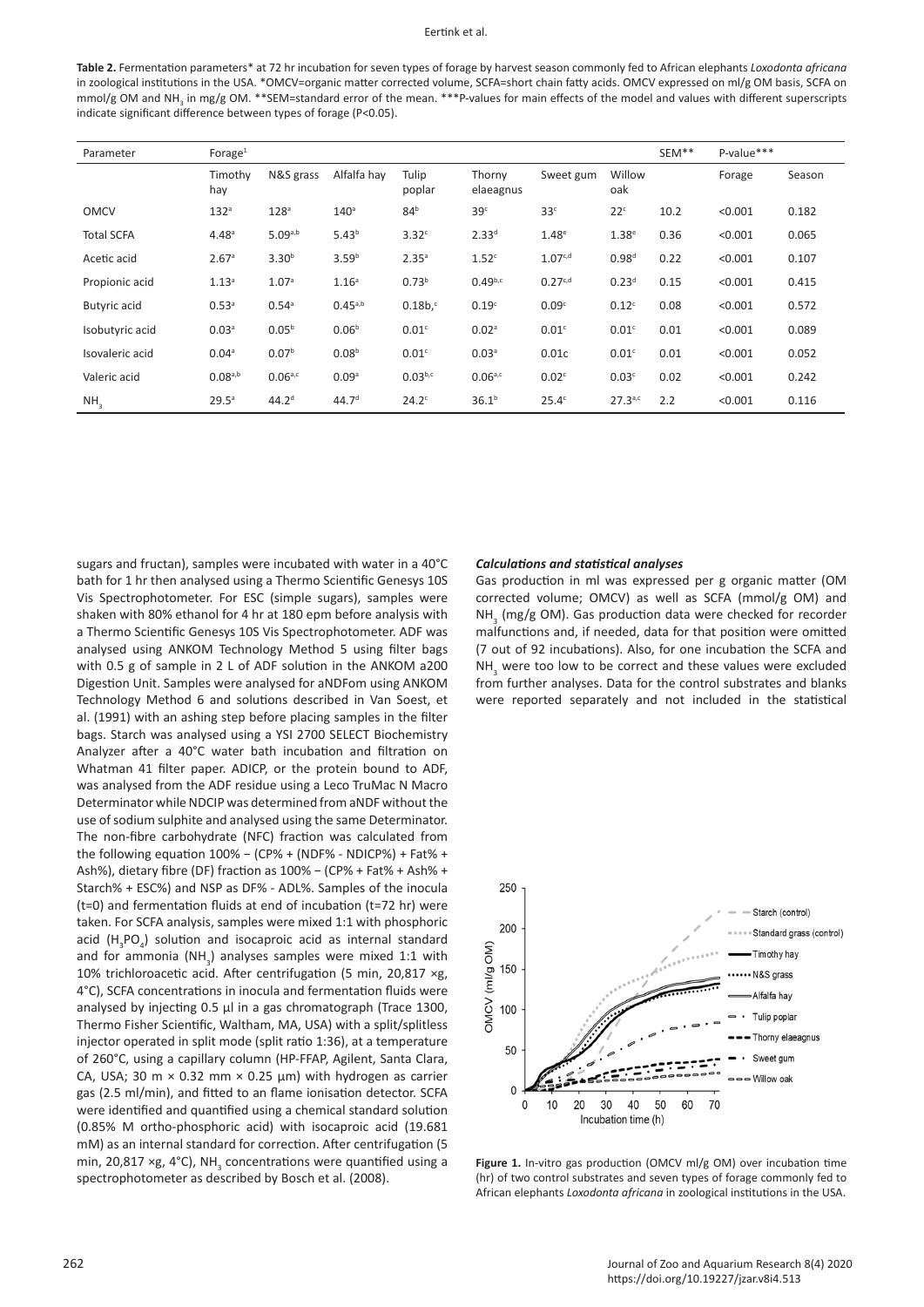**Table 2.** Fermentation parameters* at 72 hr incubation for seven types of forage by harvest season commonly fed to African elephants *Loxodonta africana* in zoological institutions in the USA. *OMCV=organic matter corrected volume, SCFA=short chain fatty acids. OMCV expressed on ml/g OM basis, SCFA on mmol/g OM and $NH_3$ in mg/g OM. **SEM=standard error of the mean. ***P-values for main effects of the model and values with different superscripts indicate significant difference between types of forage (P<0.05).

| Parameter | Forage[1] | | | | | | | SEM** | P-value*** | |
|---|---|---|---|---|---|---|---|---|---|---|
| | Timothy hay | N&S grass | Alfalfa hay | Tulip poplar | Thorny elaeagnus | Sweet gum | Willow oak | | Forage | Season |
| OMCV | 132[a] | 128[a] | 140[a] | 84[b] | 39[c] | 33[c] | 22[c] | 10.2 | <0.001 | 0.182 |
| Total SCFA | 4.48[a] | 5.09[a,b] | 5.43[b] | 3.32[c] | 2.33[d] | 1.48[e] | 1.38[e] | 0.36 | <0.001 | 0.065 |
| Acetic acid | 2.67[a] | 3.30[b] | 3.59[b] | 2.35[a] | 1.52[c] | 1.07[c,d] | 0.98[d] | 0.22 | <0.001 | 0.107 |
| Propionic acid | 1.13[a] | 1.07[a] | 1.16[a] | 0.73[b] | 0.49[b,c] | 0.27[c,d] | 0.23[d] | 0.15 | <0.001 | 0.415 |
| Butyric acid | 0.53[a] | 0.54[a] | 0.45[a,b] | 0.18b,[c] | 0.19[c] | 0.09[c] | 0.12[c] | 0.08 | <0.001 | 0.572 |
| Isobutyric acid | 0.03[a] | 0.05[b] | 0.06[b] | 0.01[c] | 0.02[a] | 0.01[c] | 0.01[c] | 0.01 | <0.001 | 0.089 |
| Isovaleric acid | 0.04[a] | 0.07[b] | 0.08[b] | 0.01[c] | 0.03[a] | 0.01c | 0.01[c] | 0.01 | <0.001 | 0.052 |
| Valeric acid | 0.08[a,b] | 0.06[a,c] | 0.09[a] | 0.03[b,c] | 0.06[a,c] | 0.02[c] | 0.03[c] | 0.02 | <0.001 | 0.242 |
| $NH_3$ | 29.5[a] | 44.2[d] | 44.7[d] | 24.2[c] | 36.1[b] | 25.4[c] | 27.3[a,c] | 2.2 | <0.001 | 0.116 |

sugars and fructan), samples were incubated with water in a 40°C bath for 1 hr then analysed using a Thermo Scientific Genesys 10S Vis Spectrophotometer. For ESC (simple sugars), samples were shaken with 80% ethanol for 4 hr at 180 epm before analysis with a Thermo Scientific Genesys 10S Vis Spectrophotometer. ADF was analysed using ANKOM Technology Method 5 using filter bags with 0.5 g of sample in 2 L of ADF solution in the ANKOM a200 Digestion Unit. Samples were analysed for aNDFom using ANKOM Technology Method 6 and solutions described in Van Soest, et al. (1991) with an ashing step before placing samples in the filter bags. Starch was analysed using a YSI 2700 SELECT Biochemistry Analyzer after a 40°C water bath incubation and filtration on Whatman 41 filter paper. ADICP, or the protein bound to ADF, was analysed from the ADF residue using a Leco TruMac N Macro Determinator while NDCIP was determined from aNDF without the use of sodium sulphite and analysed using the same Determinator. The non-fibre carbohydrate (NFC) fraction was calculated from the following equation 100% − (CP% + (NDF% - NDICP%) + Fat% + Ash%), dietary fibre (DF) fraction as 100% − (CP% + Fat% + Ash% + Starch% + ESC%) and NSP as DF% - ADL%. Samples of the inocula (t=0) and fermentation fluids at end of incubation (t=72 hr) were taken. For SCFA analysis, samples were mixed 1:1 with phosphoric acid ($H_3PO_4$) solution and isocaproic acid as internal standard and for ammonia ($NH_3$) analyses samples were mixed 1:1 with 10% trichloroacetic acid. After centrifugation (5 min, 20,817 ×g, 4°C), SCFA concentrations in inocula and fermentation fluids were analysed by injecting 0.5 µl in a gas chromatograph (Trace 1300, Thermo Fisher Scientific, Waltham, MA, USA) with a split/splitless injector operated in split mode (split ratio 1:36), at a temperature of 260°C, using a capillary column (HP-FFAP, Agilent, Santa Clara, CA, USA; 30 m × 0.32 mm × 0.25 µm) with hydrogen as carrier gas (2.5 ml/min), and fitted to an flame ionisation detector. SCFA were identified and quantified using a chemical standard solution (0.85% M ortho-phosphoric acid) with isocaproic acid (19.681 mM) as an internal standard for correction. After centrifugation (5 min, 20,817 ×g, 4°C), $NH_3$ concentrations were quantified using a spectrophotometer as described by Bosch et al. (2008).

### *Calculations and statistical analyses*

Gas production in ml was expressed per g organic matter (OM corrected volume; OMCV) as well as SCFA (mmol/g OM) and $NH_3$ (mg/g OM). Gas production data were checked for recorder malfunctions and, if needed, data for that position were omitted (7 out of 92 incubations). Also, for one incubation the SCFA and $NH_3$ were too low to be correct and these values were excluded from further analyses. Data for the control substrates and blanks were reported separately and not included in the statistical

**Figure 1.** In-vitro gas production (OMCV ml/g OM) over incubation time (hr) of two control substrates and seven types of forage commonly fed to African elephants *Loxodonta africana* in zoological institutions in the USA.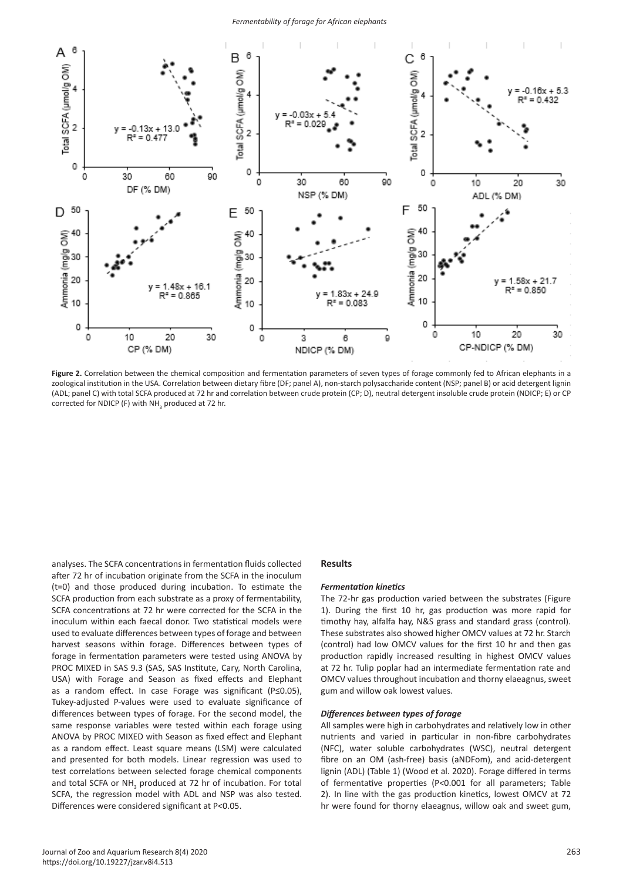**Figure 2.** Correlation between the chemical composition and fermentation parameters of seven types of forage commonly fed to African elephants in a zoological institution in the USA. Correlation between dietary fibre (DF; panel A), non-starch polysaccharide content (NSP; panel B) or acid detergent lignin (ADL; panel C) with total SCFA produced at 72 hr and correlation between crude protein (CP; D), neutral detergent insoluble crude protein (NDICP; E) or CP corrected for NDICP (F) with $NH_3$ produced at 72 hr.

analyses. The SCFA concentrations in fermentation fluids collected after 72 hr of incubation originate from the SCFA in the inoculum (t=0) and those produced during incubation. To estimate the SCFA production from each substrate as a proxy of fermentability, SCFA concentrations at 72 hr were corrected for the SCFA in the inoculum within each faecal donor. Two statistical models were used to evaluate differences between types of forage and between harvest seasons within forage. Differences between types of forage in fermentation parameters were tested using ANOVA by PROC MIXED in SAS 9.3 (SAS, SAS Institute, Cary, North Carolina, USA) with Forage and Season as fixed effects and Elephant as a random effect. In case Forage was significant ($P \leq 0.05$), Tukey-adjusted P-values were used to evaluate significance of differences between types of forage. For the second model, the same response variables were tested within each forage using ANOVA by PROC MIXED with Season as fixed effect and Elephant as a random effect. Least square means (LSM) were calculated and presented for both models. Linear regression was used to test correlations between selected forage chemical components and total SCFA or $NH_3$ produced at 72 hr of incubation. For total SCFA, the regression model with ADL and NSP was also tested. Differences were considered significant at $P<0.05$.

## Results

### *Fermentation kinetics*

The 72-hr gas production varied between the substrates (Figure 1). During the first 10 hr, gas production was more rapid for timothy hay, alfalfa hay, N&S grass and standard grass (control). These substrates also showed higher OMCV values at 72 hr. Starch (control) had low OMCV values for the first 10 hr and then gas production rapidly increased resulting in highest OMCV values at 72 hr. Tulip poplar had an intermediate fermentation rate and OMCV values throughout incubation and thorny elaeagnus, sweet gum and willow oak lowest values.

### *Differences between types of forage*

All samples were high in carbohydrates and relatively low in other nutrients and varied in particular in non-fibre carbohydrates (NFC), water soluble carbohydrates (WSC), neutral detergent fibre on an OM (ash-free) basis (aNDFom), and acid-detergent lignin (ADL) (Table 1) (Wood et al. 2020). Forage differed in terms of fermentative properties ($P<0.001$ for all parameters; Table 2). In line with the gas production kinetics, lowest OMCV at 72 hr were found for thorny elaeagnus, willow oak and sweet gum,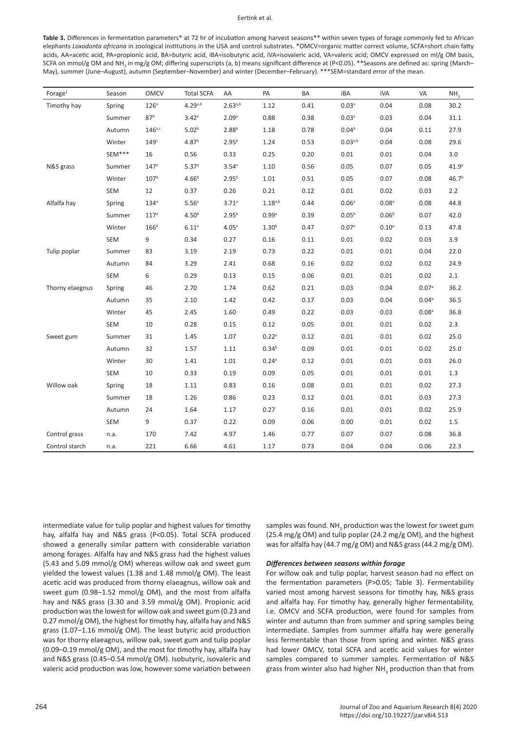**Table 3.** Differences in fermentation parameters* at 72 hr of incubation among harvest seasons** within seven types of forage commonly fed to African elephants *Loxodonta africana* in zoological institutions in the USA and control substrates. *OMCV=organic matter correct volume, SCFA=short chain fatty acids, AA=acetic acid, PA=propionic acid, BA=butyric acid, iBA=isobutyric acid, iVA=isovaleric acid, VA=valeric acid; OMCV expressed on ml/g OM basis, SCFA on mmol/g OM and $NH_3$ in mg/g OM; differing superscripts (a, b) means significant difference at (P<0.05). **Seasons are defined as: spring (March–May), summer (June–August), autumn (September–November) and winter (December–February). ***SEM=standard error of the mean.

| Forage[1] | Season | OMCV | Total SCFA | AA | PA | BA | iBA | iVA | VA | $NH_3$ |
|---|---|---|---|---|---|---|---|---|---|---|
| Timothy hay | Spring | 126[a] | 4.29[a,b] | 2.63[a,b] | 1.12 | 0.41 | 0.03[a] | 0.04 | 0.08 | 30.2 |
| | Summer | 87[b] | 3.42[a] | 2.09[a] | 0.88 | 0.38 | 0.03[a] | 0.03 | 0.04 | 31.1 |
| | Autumn | 146[a,c] | 5.02[b] | 2.88[b] | 1.18 | 0.78 | 0.04[b] | 0.04 | 0.11 | 27.9 |
| | Winter | 149[c] | 4.87[b] | 2.95[b] | 1.24 | 0.53 | 0.03[a,b] | 0.04 | 0.08 | 29.6 |
| | SEM*** | 16 | 0.56 | 0.33 | 0.25 | 0.20 | 0.01 | 0.01 | 0.04 | 3.0 |
| N&S grass | Summer | 147[a] | 5.37[a] | 3.54[a] | 1.10 | 0.56 | 0.05 | 0.07 | 0.05 | 41.9[a] |
| | Winter | 107[b] | 4.66[b] | 2.95[b] | 1.01 | 0.51 | 0.05 | 0.07 | 0.08 | 46.7[b] |
| | SEM | 12 | 0.37 | 0.26 | 0.21 | 0.12 | 0.01 | 0.02 | 0.03 | 2.2 |
| Alfalfa hay | Spring | 134[a] | 5.56[a] | 3.71[a] | 1.18[a,b] | 0.44 | 0.06[a] | 0.08[a] | 0.08 | 44.8 |
| | Summer | 117[a] | 4.50[b] | 2.95[b] | 0.99[a] | 0.39 | 0.05[b] | 0.06[b] | 0.07 | 42.0 |
| | Winter | 166[b] | 6.11[a] | 4.05[a] | 1.30[b] | 0.47 | 0.07[a] | 0.10[a] | 0.13 | 47.8 |
| | SEM | 9 | 0.34 | 0.27 | 0.16 | 0.11 | 0.01 | 0.02 | 0.03 | 3.9 |
| Tulip poplar | Summer | 83 | 3.19 | 2.19 | 0.73 | 0.22 | 0.01 | 0.01 | 0.04 | 22.0 |
| | Autumn | 84 | 3.29 | 2.41 | 0.68 | 0.16 | 0.02 | 0.02 | 0.02 | 24.9 |
| | SEM | 6 | 0.29 | 0.13 | 0.15 | 0.06 | 0.01 | 0.01 | 0.02 | 2.1 |
| Thorny elaegnus | Spring | 46 | 2.70 | 1.74 | 0.62 | 0.21 | 0.03 | 0.04 | 0.07[a] | 36.2 |
| | Autumn | 35 | 2.10 | 1.42 | 0.42 | 0.17 | 0.03 | 0.04 | 0.04[b] | 36.5 |
| | Winter | 45 | 2.45 | 1.60 | 0.49 | 0.22 | 0.03 | 0.03 | 0.08[a] | 36.8 |
| | SEM | 10 | 0.28 | 0.15 | 0.12 | 0.05 | 0.01 | 0.01 | 0.02 | 2.3 |
| Sweet gum | Summer | 31 | 1.45 | 1.07 | 0.22[a] | 0.12 | 0.01 | 0.01 | 0.02 | 25.0 |
| | Autumn | 32 | 1.57 | 1.11 | 0.34[b] | 0.09 | 0.01 | 0.01 | 0.02 | 25.0 |
| | Winter | 30 | 1.41 | 1.01 | 0.24[a] | 0.12 | 0.01 | 0.01 | 0.03 | 26.0 |
| | SEM | 10 | 0.33 | 0.19 | 0.09 | 0.05 | 0.01 | 0.01 | 0.01 | 1.3 |
| Willow oak | Spring | 18 | 1.11 | 0.83 | 0.16 | 0.08 | 0.01 | 0.01 | 0.02 | 27.3 |
| | Summer | 18 | 1.26 | 0.86 | 0.23 | 0.12 | 0.01 | 0.01 | 0.03 | 27.3 |
| | Autumn | 24 | 1.64 | 1.17 | 0.27 | 0.16 | 0.01 | 0.01 | 0.02 | 25.9 |
| | SEM | 9 | 0.37 | 0.22 | 0.09 | 0.06 | 0.00 | 0.01 | 0.02 | 1.5 |
| Control grass | n.a. | 170 | 7.42 | 4.97 | 1.46 | 0.77 | 0.07 | 0.07 | 0.08 | 36.8 |
| Control starch | n.a. | 221 | 6.66 | 4.61 | 1.17 | 0.73 | 0.04 | 0.04 | 0.06 | 22.3 |

intermediate value for tulip poplar and highest values for timothy hay, alfalfa hay and N&S grass (P<0.05). Total SCFA produced showed a generally similar pattern with considerable variation among forages. Alfalfa hay and N&S grass had the highest values (5.43 and 5.09 mmol/g OM) whereas willow oak and sweet gum yielded the lowest values (1.38 and 1.48 mmol/g OM). The least acetic acid was produced from thorny elaeagnus, willow oak and sweet gum (0.98–1.52 mmol/g OM), and the most from alfalfa hay and N&S grass (3.30 and 3.59 mmol/g OM). Propionic acid production was the lowest for willow oak and sweet gum (0.23 and 0.27 mmol/g OM), the highest for timothy hay, alfalfa hay and N&S grass (1.07–1.16 mmol/g OM). The least butyric acid production was for thorny elaeagnus, willow oak, sweet gum and tulip poplar (0.09–0.19 mmol/g OM), and the most for timothy hay, alfalfa hay and N&S grass (0.45–0.54 mmol/g OM). Isobutyric, isovaleric and valeric acid production was low, however some variation between samples was found. $NH_3$ production was the lowest for sweet gum (25.4 mg/g OM) and tulip poplar (24.2 mg/g OM), and the highest was for alfalfa hay (44.7 mg/g OM) and N&S grass (44.2 mg/g OM).

### *Differences between seasons within forage*

For willow oak and tulip poplar, harvest season had no effect on the fermentation parameters (P>0.05; Table 3). Fermentability varied most among harvest seasons for timothy hay, N&S grass and alfalfa hay. For timothy hay, generally higher fermentability, i.e. OMCV and SCFA production, were found for samples from winter and autumn than from summer and spring samples being intermediate. Samples from summer alfalfa hay were generally less fermentable than those from spring and winter. N&S grass had lower OMCV, total SCFA and acetic acid values for winter samples compared to summer samples. Fermentation of N&S grass from winter also had higher $NH_3$ production than that from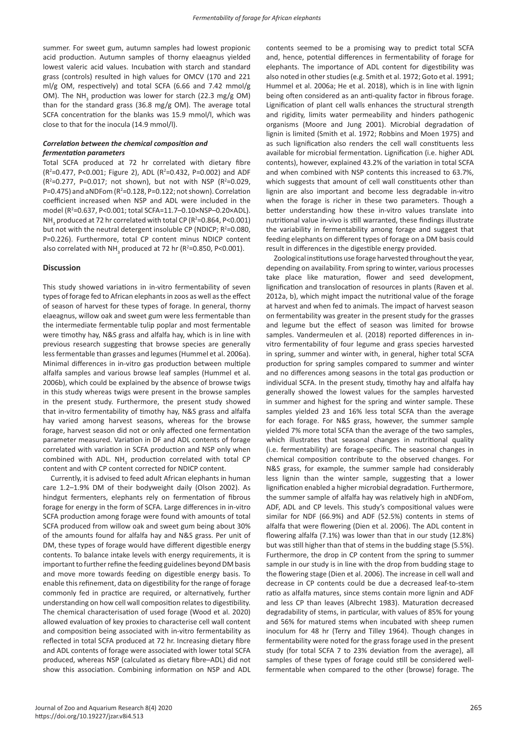summer. For sweet gum, autumn samples had lowest propionic acid production. Autumn samples of thorny elaeagnus yielded lowest valeric acid values. Incubation with starch and standard grass (controls) resulted in high values for OMCV (170 and 221 ml/g OM, respectively) and total SCFA (6.66 and 7.42 mmol/g OM). The $NH_3$ production was lower for starch (22.3 mg/g OM) than for the standard grass (36.8 mg/g OM). The average total SCFA concentration for the blanks was 15.9 mmol/l, which was close to that for the inocula (14.9 mmol/l).

### *Correlation between the chemical composition and fermentation parameters*

Total SCFA produced at 72 hr correlated with dietary fibre ($R^2$=0.477, P<0.001; Figure 2), ADL ($R^2$=0.432, P=0.002) and ADF ($R^2$=0.277, P=0.017; not shown), but not with NSP ($R^2$=0.029, P=0.475) and aNDFom ($R^2$=0.128, P=0.122; not shown). Correlation coefficient increased when NSP and ADL were included in the model ($R^2$=0.637, P<0.001; total SCFA=11.7–0.10×NSP–0.20×ADL). $NH_3$ produced at 72 hr correlated with total CP ($R^2$=0.864, P<0.001) but not with the neutral detergent insoluble CP (NDICP; $R^2$=0.080, P=0.226). Furthermore, total CP content minus NDICP content also correlated with $NH_3$ produced at 72 hr ($R^2$=0.850, P<0.001).

## Discussion

This study showed variations in in-vitro fermentability of seven types of forage fed to African elephants in zoos as well as the effect of season of harvest for these types of forage. In general, thorny elaeagnus, willow oak and sweet gum were less fermentable than the intermediate fermentable tulip poplar and most fermentable were timothy hay, N&S grass and alfalfa hay, which is in line with previous research suggesting that browse species are generally less fermentable than grasses and legumes (Hummel et al. 2006a). Minimal differences in in-vitro gas production between multiple alfalfa samples and various browse leaf samples (Hummel et al. 2006b), which could be explained by the absence of browse twigs in this study whereas twigs were present in the browse samples in the present study. Furthermore, the present study showed that in-vitro fermentability of timothy hay, N&S grass and alfalfa hay varied among harvest seasons, whereas for the browse forage, harvest season did not or only affected one fermentation parameter measured. Variation in DF and ADL contents of forage correlated with variation in SCFA production and NSP only when combined with ADL. $NH_3$ production correlated with total CP content and with CP content corrected for NDICP content.

Currently, it is advised to feed adult African elephants in human care 1.2–1.9% DM of their bodyweight daily (Olson 2002). As hindgut fermenters, elephants rely on fermentation of fibrous forage for energy in the form of SCFA. Large differences in in-vitro SCFA production among forage were found with amounts of total SCFA produced from willow oak and sweet gum being about 30% of the amounts found for alfalfa hay and N&S grass. Per unit of DM, these types of forage would have different digestible energy contents. To balance intake levels with energy requirements, it is important to further refine the feeding guidelines beyond DM basis and move more towards feeding on digestible energy basis. To enable this refinement, data on digestibility for the range of forage commonly fed in practice are required, or alternatively, further understanding on how cell wall composition relates to digestibility. The chemical characterisation of used forage (Wood et al. 2020) allowed evaluation of key proxies to characterise cell wall content and composition being associated with in-vitro fermentability as reflected in total SCFA produced at 72 hr. Increasing dietary fibre and ADL contents of forage were associated with lower total SCFA produced, whereas NSP (calculated as dietary fibre–ADL) did not show this association. Combining information on NSP and ADL contents seemed to be a promising way to predict total SCFA and, hence, potential differences in fermentability of forage for elephants. The importance of ADL content for digestibility was also noted in other studies (e.g. Smith et al. 1972; Goto et al. 1991; Hummel et al. 2006a; He et al. 2018), which is in line with lignin being often considered as an anti-quality factor in fibrous forage. Lignification of plant cell walls enhances the structural strength and rigidity, limits water permeability and hinders pathogenic organisms (Moore and Jung 2001). Microbial degradation of lignin is limited (Smith et al. 1972; Robbins and Moen 1975) and as such lignification also renders the cell wall constituents less available for microbial fermentation. Lignification (i.e. higher ADL contents), however, explained 43.2% of the variation in total SCFA and when combined with NSP contents this increased to 63.7%, which suggests that amount of cell wall constituents other than lignin are also important and become less degradable in-vitro when the forage is richer in these two parameters. Though a better understanding how these in-vitro values translate into nutritional value in-vivo is still warranted, these findings illustrate the variability in fermentability among forage and suggest that feeding elephants on different types of forage on a DM basis could result in differences in the digestible energy provided.

Zoological institutions use forage harvested throughout the year, depending on availability. From spring to winter, various processes take place like maturation, flower and seed development, lignification and translocation of resources in plants (Raven et al. 2012a, b), which might impact the nutritional value of the forage at harvest and when fed to animals. The impact of harvest season on fermentability was greater in the present study for the grasses and legume but the effect of season was limited for browse samples. Vandermeulen et al. (2018) reported differences in in-vitro fermentability of four legume and grass species harvested in spring, summer and winter with, in general, higher total SCFA production for spring samples compared to summer and winter and no differences among seasons in the total gas production or individual SCFA. In the present study, timothy hay and alfalfa hay generally showed the lowest values for the samples harvested in summer and highest for the spring and winter sample. These samples yielded 23 and 16% less total SCFA than the average for each forage. For N&S grass, however, the summer sample yielded 7% more total SCFA than the average of the two samples, which illustrates that seasonal changes in nutritional quality (i.e. fermentability) are forage-specific. The seasonal changes in chemical composition contribute to the observed changes. For N&S grass, for example, the summer sample had considerably less lignin than the winter sample, suggesting that a lower lignification enabled a higher microbial degradation. Furthermore, the summer sample of alfalfa hay was relatively high in aNDFom, ADF, ADL and CP levels. This study's compositional values were similar for NDF (66.9%) and ADF (52.5%) contents in stems of alfalfa that were flowering (Dien et al. 2006). The ADL content in flowering alfalfa (7.1%) was lower than that in our study (12.8%) but was still higher than that of stems in the budding stage (5.5%). Furthermore, the drop in CP content from the spring to summer sample in our study is in line with the drop from budding stage to the flowering stage (Dien et al. 2006). The increase in cell wall and decrease in CP contents could be due a decreased leaf-to-stem ratio as alfalfa matures, since stems contain more lignin and ADF and less CP than leaves (Albrecht 1983). Maturation decreased degradability of stems, in particular, with values of 85% for young and 56% for matured stems when incubated with sheep rumen inoculum for 48 hr (Terry and Tilley 1964). Though changes in fermentability were noted for the grass forage used in the present study (for total SCFA 7 to 23% deviation from the average), all samples of these types of forage could still be considered well-fermentable when compared to the other (browse) forage. The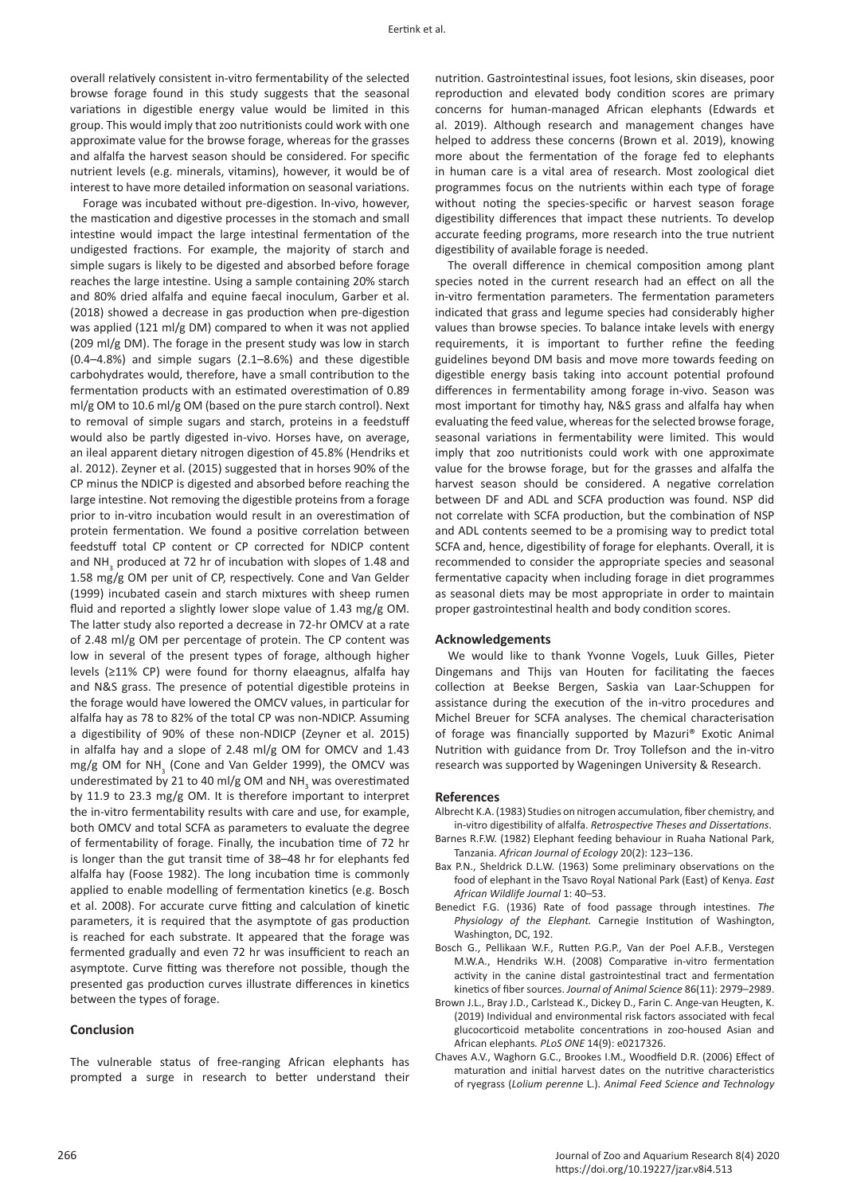overall relatively consistent in-vitro fermentability of the selected browse forage found in this study suggests that the seasonal variations in digestible energy value would be limited in this group. This would imply that zoo nutritionists could work with one approximate value for the browse forage, whereas for the grasses and alfalfa the harvest season should be considered. For specific nutrient levels (e.g. minerals, vitamins), however, it would be of interest to have more detailed information on seasonal variations.

Forage was incubated without pre-digestion. In-vivo, however, the mastication and digestive processes in the stomach and small intestine would impact the large intestinal fermentation of the undigested fractions. For example, the majority of starch and simple sugars is likely to be digested and absorbed before forage reaches the large intestine. Using a sample containing 20% starch and 80% dried alfalfa and equine faecal inoculum, Garber et al. (2018) showed a decrease in gas production when pre-digestion was applied (121 ml/g DM) compared to when it was not applied (209 ml/g DM). The forage in the present study was low in starch (0.4–4.8%) and simple sugars (2.1–8.6%) and these digestible carbohydrates would, therefore, have a small contribution to the fermentation products with an estimated overestimation of 0.89 ml/g OM to 10.6 ml/g OM (based on the pure starch control). Next to removal of simple sugars and starch, proteins in a feedstuff would also be partly digested in-vivo. Horses have, on average, an ileal apparent dietary nitrogen digestion of 45.8% (Hendriks et al. 2012). Zeyner et al. (2015) suggested that in horses 90% of the CP minus the NDICP is digested and absorbed before reaching the large intestine. Not removing the digestible proteins from a forage prior to in-vitro incubation would result in an overestimation of protein fermentation. We found a positive correlation between feedstuff total CP content or CP corrected for NDICP content and $NH_3$ produced at 72 hr of incubation with slopes of 1.48 and 1.58 mg/g OM per unit of CP, respectively. Cone and Van Gelder (1999) incubated casein and starch mixtures with sheep rumen fluid and reported a slightly lower slope value of 1.43 mg/g OM. The latter study also reported a decrease in 72-hr OMCV at a rate of 2.48 ml/g OM per percentage of protein. The CP content was low in several of the present types of forage, although higher levels (≥11% CP) were found for thorny elaeagnus, alfalfa hay and N&S grass. The presence of potential digestible proteins in the forage would have lowered the OMCV values, in particular for alfalfa hay as 78 to 82% of the total CP was non-NDICP. Assuming a digestibility of 90% of these non-NDICP (Zeyner et al. 2015) in alfalfa hay and a slope of 2.48 ml/g OM for OMCV and 1.43 mg/g OM for $NH_3$ (Cone and Van Gelder 1999), the OMCV was underestimated by 21 to 40 ml/g OM and $NH_3$ was overestimated by 11.9 to 23.3 mg/g OM. It is therefore important to interpret the in-vitro fermentability results with care and use, for example, both OMCV and total SCFA as parameters to evaluate the degree of fermentability of forage. Finally, the incubation time of 72 hr is longer than the gut transit time of 38–48 hr for elephants fed alfalfa hay (Foose 1982). The long incubation time is commonly applied to enable modelling of fermentation kinetics (e.g. Bosch et al. 2008). For accurate curve fitting and calculation of kinetic parameters, it is required that the asymptote of gas production is reached for each substrate. It appeared that the forage was fermented gradually and even 72 hr was insufficient to reach an asymptote. Curve fitting was therefore not possible, though the presented gas production curves illustrate differences in kinetics between the types of forage.

## Conclusion

The vulnerable status of free-ranging African elephants has prompted a surge in research to better understand their nutrition. Gastrointestinal issues, foot lesions, skin diseases, poor reproduction and elevated body condition scores are primary concerns for human-managed African elephants (Edwards et al. 2019). Although research and management changes have helped to address these concerns (Brown et al. 2019), knowing more about the fermentation of the forage fed to elephants in human care is a vital area of research. Most zoological diet programmes focus on the nutrients within each type of forage without noting the species-specific or harvest season forage digestibility differences that impact these nutrients. To develop accurate feeding programs, more research into the true nutrient digestibility of available forage is needed.

The overall difference in chemical composition among plant species noted in the current research had an effect on all the in-vitro fermentation parameters. The fermentation parameters indicated that grass and legume species had considerably higher values than browse species. To balance intake levels with energy requirements, it is important to further refine the feeding guidelines beyond DM basis and move more towards feeding on digestible energy basis taking into account potential profound differences in fermentability among forage in-vivo. Season was most important for timothy hay, N&S grass and alfalfa hay when evaluating the feed value, whereas for the selected browse forage, seasonal variations in fermentability were limited. This would imply that zoo nutritionists could work with one approximate value for the browse forage, but for the grasses and alfalfa the harvest season should be considered. A negative correlation between DF and ADL and SCFA production was found. NSP did not correlate with SCFA production, but the combination of NSP and ADL contents seemed to be a promising way to predict total SCFA and, hence, digestibility of forage for elephants. Overall, it is recommended to consider the appropriate species and seasonal fermentative capacity when including forage in diet programmes as seasonal diets may be most appropriate in order to maintain proper gastrointestinal health and body condition scores.

### Acknowledgements

We would like to thank Yvonne Vogels, Luuk Gilles, Pieter Dingemans and Thijs van Houten for facilitating the faeces collection at Beekse Bergen, Saskia van Laar-Schuppen for assistance during the execution of the in-vitro procedures and Michel Breuer for SCFA analyses. The chemical characterisation of forage was financially supported by Mazuri® Exotic Animal Nutrition with guidance from Dr. Troy Tollefson and the in-vitro research was supported by Wageningen University & Research.

### References

Albrecht K.A. (1983) Studies on nitrogen accumulation, fiber chemistry, and in-vitro digestibility of alfalfa. *Retrospective Theses and Dissertations*.

Barnes R.F.W. (1982) Elephant feeding behaviour in Ruaha National Park, Tanzania. *African Journal of Ecology* 20(2): 123–136.

Bax P.N., Sheldrick D.L.W. (1963) Some preliminary observations on the food of elephant in the Tsavo Royal National Park (East) of Kenya. *East African Wildlife Journal* 1: 40–53.

Benedict F.G. (1936) Rate of food passage through intestines. *The Physiology of the Elephant.* Carnegie Institution of Washington, Washington, DC, 192.

Bosch G., Pellikaan W.F., Rutten P.G.P., van der Poel A.F.B., Verstegen M.W.A., Hendriks W.H. (2008) Comparative in-vitro fermentation activity in the canine distal gastrointestinal tract and fermentation kinetics of fiber sources. *Journal of Animal Science* 86(11): 2979–2989.

Brown J.L., Bray J.D., Carlstead K., Dickey D., Farin C. Ange-van Heugten, K. (2019) Individual and environmental risk factors associated with fecal glucocorticoid metabolite concentrations in zoo-housed Asian and African elephants. *PLoS ONE* 14(9): e0217326.

Chaves A.V., Waghorn G.C., Brookes I.M., Woodfield D.R. (2006) Effect of maturation and initial harvest dates on the nutritive characteristics of ryegrass (*Lolium perenne* L.). *Animal Feed Science and Technology*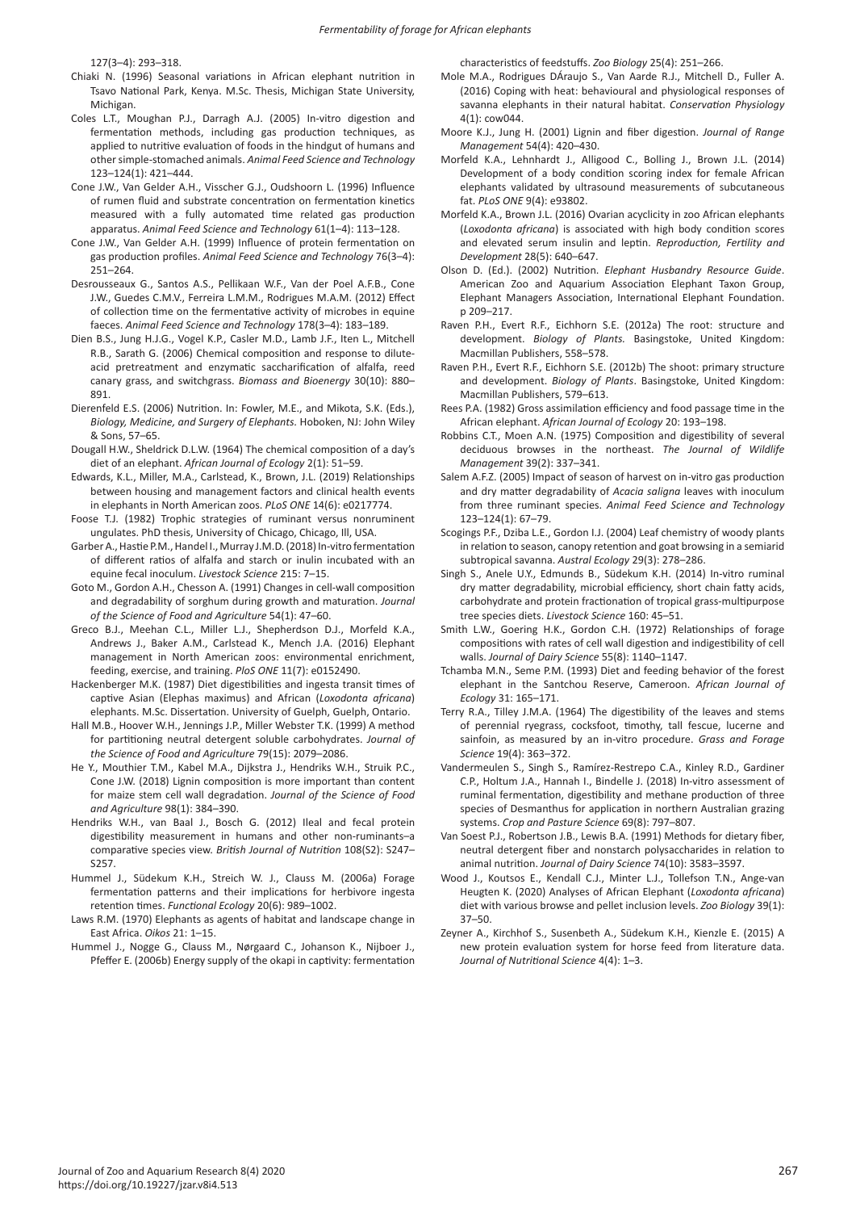127(3–4): 293–318.

Chiaki N. (1996) Seasonal variations in African elephant nutrition in Tsavo National Park, Kenya. M.Sc. Thesis, Michigan State University, Michigan.

Coles L.T., Moughan P.J., Darragh A.J. (2005) In-vitro digestion and fermentation methods, including gas production techniques, as applied to nutritive evaluation of foods in the hindgut of humans and other simple-stomached animals. *Animal Feed Science and Technology* 123–124(1): 421–444.

Cone J.W., Van Gelder A.H., Visscher G.J., Oudshoorn L. (1996) Influence of rumen fluid and substrate concentration on fermentation kinetics measured with a fully automated time related gas production apparatus. *Animal Feed Science and Technology* 61(1–4): 113–128.

Cone J.W., Van Gelder A.H. (1999) Influence of protein fermentation on gas production profiles. *Animal Feed Science and Technology* 76(3–4): 251–264.

Desrousseaux G., Santos A.S., Pellikaan W.F., Van der Poel A.F.B., Cone J.W., Guedes C.M.V., Ferreira L.M.M., Rodrigues M.A.M. (2012) Effect of collection time on the fermentative activity of microbes in equine faeces. *Animal Feed Science and Technology* 178(3–4): 183–189.

Dien B.S., Jung H.J.G., Vogel K.P., Casler M.D., Lamb J.F., Iten L., Mitchell R.B., Sarath G. (2006) Chemical composition and response to dilute-acid pretreatment and enzymatic saccharification of alfalfa, reed canary grass, and switchgrass. *Biomass and Bioenergy* 30(10): 880–891.

Dierenfeld E.S. (2006) Nutrition. In: Fowler, M.E., and Mikota, S.K. (Eds.), *Biology, Medicine, and Surgery of Elephants*. Hoboken, NJ: John Wiley & Sons, 57–65.

Dougall H.W., Sheldrick D.L.W. (1964) The chemical composition of a day's diet of an elephant. *African Journal of Ecology* 2(1): 51–59.

Edwards, K.L., Miller, M.A., Carlstead, K., Brown, J.L. (2019) Relationships between housing and management factors and clinical health events in elephants in North American zoos. *PLoS ONE* 14(6): e0217774.

Foose T.J. (1982) Trophic strategies of ruminant versus nonruminent ungulates. PhD thesis, University of Chicago, Chicago, Ill, USA.

Garber A., Hastie P.M., Handel I., Murray J.M.D. (2018) In-vitro fermentation of different ratios of alfalfa and starch or inulin incubated with an equine fecal inoculum. *Livestock Science* 215: 7–15.

Goto M., Gordon A.H., Chesson A. (1991) Changes in cell-wall composition and degradability of sorghum during growth and maturation. *Journal of the Science of Food and Agriculture* 54(1): 47–60.

Greco B.J., Meehan C.L., Miller L.J., Shepherdson D.J., Morfeld K.A., Andrews J., Baker A.M., Carlstead K., Mench J.A. (2016) Elephant management in North American zoos: environmental enrichment, feeding, exercise, and training. *PloS ONE* 11(7): e0152490.

Hackenberger M.K. (1987) Diet digestibilities and ingesta transit times of captive Asian (Elephas maximus) and African (*Loxodonta africana*) elephants. M.Sc. Dissertation. University of Guelph, Guelph, Ontario.

Hall M.B., Hoover W.H., Jennings J.P., Miller Webster T.K. (1999) A method for partitioning neutral detergent soluble carbohydrates. *Journal of the Science of Food and Agriculture* 79(15): 2079–2086.

He Y., Mouthier T.M., Kabel M.A., Dijkstra J., Hendriks W.H., Struik P.C., Cone J.W. (2018) Lignin composition is more important than content for maize stem cell wall degradation. *Journal of the Science of Food and Agriculture* 98(1): 384–390.

Hendriks W.H., van Baal J., Bosch G. (2012) Ileal and fecal protein digestibility measurement in humans and other non-ruminants–a comparative species view. *British Journal of Nutrition* 108(S2): S247–S257.

Hummel J., Südekum K.H., Streich W. J., Clauss M. (2006a) Forage fermentation patterns and their implications for herbivore ingesta retention times. *Functional Ecology* 20(6): 989–1002.

Laws R.M. (1970) Elephants as agents of habitat and landscape change in East Africa. *Oikos* 21: 1–15.

Hummel J., Nogge G., Clauss M., Nørgaard C., Johanson K., Nijboer J., Pfeffer E. (2006b) Energy supply of the okapi in captivity: fermentation characteristics of feedstuffs. *Zoo Biology* 25(4): 251–266.

Mole M.A., Rodrigues DÁraujo S., Van Aarde R.J., Mitchell D., Fuller A. (2016) Coping with heat: behavioural and physiological responses of savanna elephants in their natural habitat. *Conservation Physiology* 4(1): cow044.

Moore K.J., Jung H. (2001) Lignin and fiber digestion. *Journal of Range Management* 54(4): 420–430.

Morfeld K.A., Lehnhardt J., Alligood C., Bolling J., Brown J.L. (2014) Development of a body condition scoring index for female African elephants validated by ultrasound measurements of subcutaneous fat. *PLoS ONE* 9(4): e93802.

Morfeld K.A., Brown J.L. (2016) Ovarian acyclicity in zoo African elephants (*Loxodonta africana*) is associated with high body condition scores and elevated serum insulin and leptin. *Reproduction, Fertility and Development* 28(5): 640–647.

Olson D. (Ed.). (2002) Nutrition. *Elephant Husbandry Resource Guide*. American Zoo and Aquarium Association Elephant Taxon Group, Elephant Managers Association, International Elephant Foundation. p 209–217.

Raven P.H., Evert R.F., Eichhorn S.E. (2012a) The root: structure and development. *Biology of Plants.* Basingstoke, United Kingdom: Macmillan Publishers, 558–578.

Raven P.H., Evert R.F., Eichhorn S.E. (2012b) The shoot: primary structure and development. *Biology of Plants*. Basingstoke, United Kingdom: Macmillan Publishers, 579–613.

Rees P.A. (1982) Gross assimilation efficiency and food passage time in the African elephant. *African Journal of Ecology* 20: 193–198.

Robbins C.T., Moen A.N. (1975) Composition and digestibility of several deciduous browses in the northeast. *The Journal of Wildlife Management* 39(2): 337–341.

Salem A.F.Z. (2005) Impact of season of harvest on in-vitro gas production and dry matter degradability of *Acacia saligna* leaves with inoculum from three ruminant species. *Animal Feed Science and Technology* 123–124(1): 67–79.

Scogings P.F., Dziba L.E., Gordon I.J. (2004) Leaf chemistry of woody plants in relation to season, canopy retention and goat browsing in a semiarid subtropical savanna. *Austral Ecology* 29(3): 278–286.

Singh S., Anele U.Y., Edmunds B., Südekum K.H. (2014) In-vitro ruminal dry matter degradability, microbial efficiency, short chain fatty acids, carbohydrate and protein fractionation of tropical grass-multipurpose tree species diets. *Livestock Science* 160: 45–51.

Smith L.W., Goering H.K., Gordon C.H. (1972) Relationships of forage compositions with rates of cell wall digestion and indigestibility of cell walls. *Journal of Dairy Science* 55(8): 1140–1147.

Tchamba M.N., Seme P.M. (1993) Diet and feeding behavior of the forest elephant in the Santchou Reserve, Cameroon. *African Journal of Ecology* 31: 165–171.

Terry R.A., Tilley J.M.A. (1964) The digestibility of the leaves and stems of perennial ryegrass, cocksfoot, timothy, tall fescue, lucerne and sainfoin, as measured by an in-vitro procedure. *Grass and Forage Science* 19(4): 363–372.

Vandermeulen S., Singh S., Ramírez-Restrepo C.A., Kinley R.D., Gardiner C.P., Holtum J.A., Hannah I., Bindelle J. (2018) In-vitro assessment of ruminal fermentation, digestibility and methane production of three species of Desmanthus for application in northern Australian grazing systems. *Crop and Pasture Science* 69(8): 797–807.

Van Soest P.J., Robertson J.B., Lewis B.A. (1991) Methods for dietary fiber, neutral detergent fiber and nonstarch polysaccharides in relation to animal nutrition. *Journal of Dairy Science* 74(10): 3583–3597.

Wood J., Koutsos E., Kendall C.J., Minter L.J., Tollefson T.N., Ange-van Heugten K. (2020) Analyses of African Elephant (*Loxodonta africana*) diet with various browse and pellet inclusion levels. *Zoo Biology* 39(1): 37–50.

Zeyner A., Kirchhof S., Susenbeth A., Südekum K.H., Kienzle E. (2015) A new protein evaluation system for horse feed from literature data. *Journal of Nutritional Science* 4(4): 1–3.